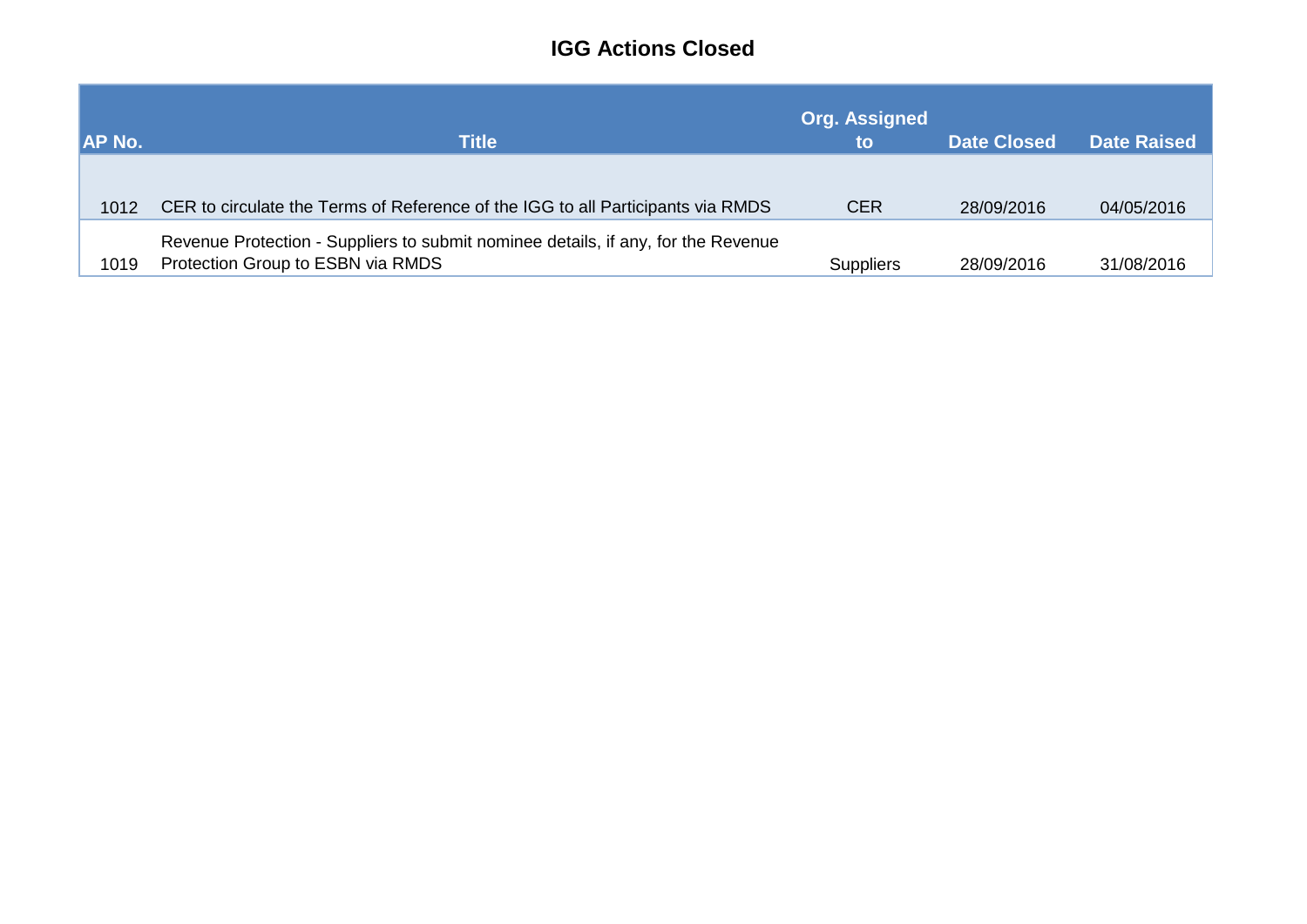# IGG Actions Closed

| AP No. | Title | Org. Assigned to | Date Closed | Date Raised |
|---|---|---|---|---|
| 1012 | CER to circulate the Terms of Reference of the IGG to all Participants via RMDS | CER | 28/09/2016 | 04/05/2016 |
| 1019 | Revenue Protection - Suppliers to submit nominee details, if any, for the Revenue Protection Group to ESBN via RMDS | Suppliers | 28/09/2016 | 31/08/2016 |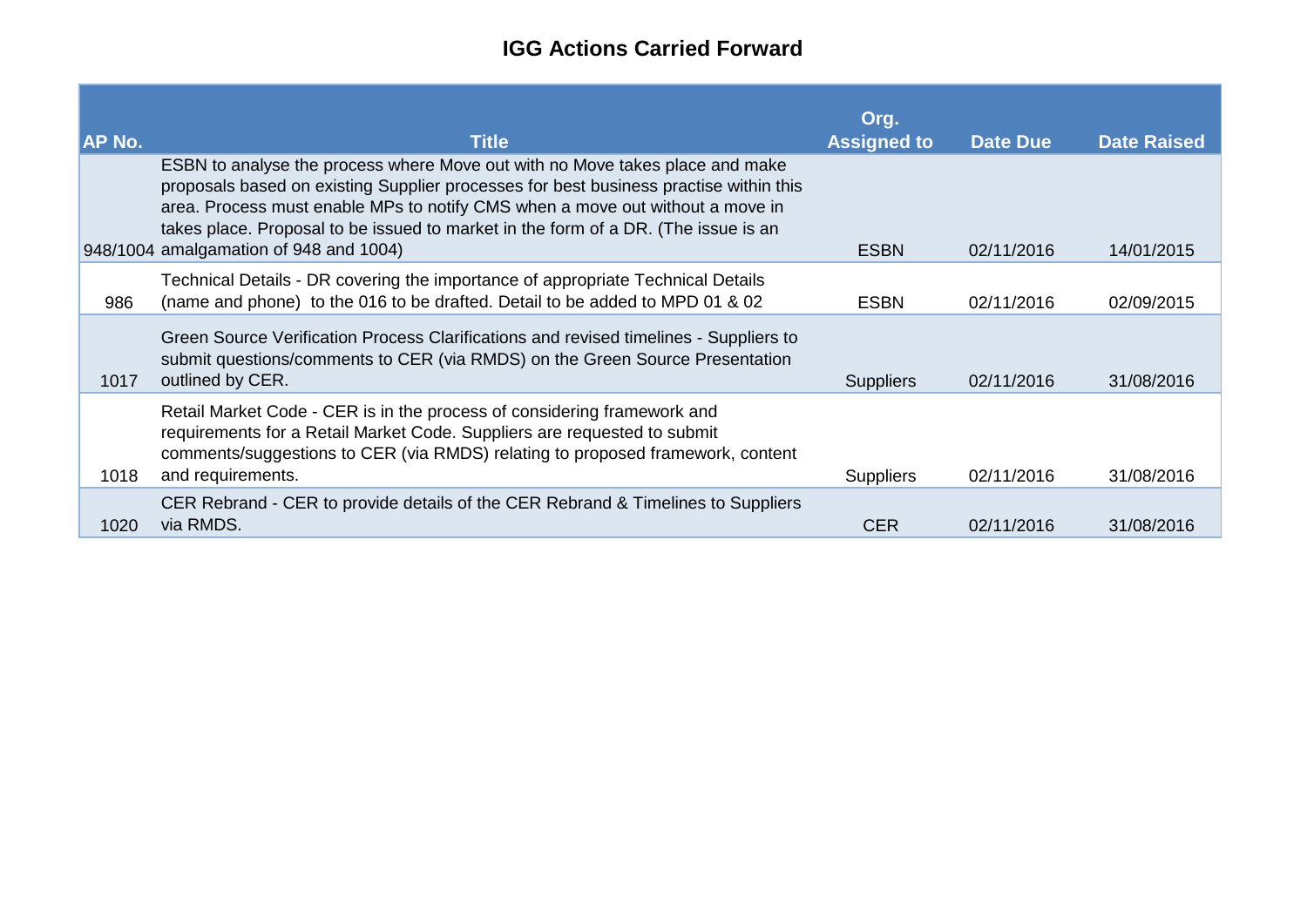# IGG Actions Carried Forward

| AP No. | Title | Org. Assigned to | Date Due | Date Raised |
|---|---|---|---|---|
| 948/1004 | ESBN to analyse the process where Move out with no Move takes place and make proposals based on existing Supplier processes for best business practise within this area. Process must enable MPs to notify CMS when a move out without a move in takes place. Proposal to be issued to market in the form of a DR. (The issue is an amalgamation of 948 and 1004) | ESBN | 02/11/2016 | 14/01/2015 |
| 986 | Technical Details - DR covering the importance of appropriate Technical Details (name and phone) to the 016 to be drafted. Detail to be added to MPD 01 & 02 | ESBN | 02/11/2016 | 02/09/2015 |
| 1017 | Green Source Verification Process Clarifications and revised timelines - Suppliers to submit questions/comments to CER (via RMDS) on the Green Source Presentation outlined by CER. | Suppliers | 02/11/2016 | 31/08/2016 |
| 1018 | Retail Market Code - CER is in the process of considering framework and requirements for a Retail Market Code. Suppliers are requested to submit comments/suggestions to CER (via RMDS) relating to proposed framework, content and requirements. | Suppliers | 02/11/2016 | 31/08/2016 |
| 1020 | CER Rebrand - CER to provide details of the CER Rebrand & Timelines to Suppliers via RMDS. | CER | 02/11/2016 | 31/08/2016 |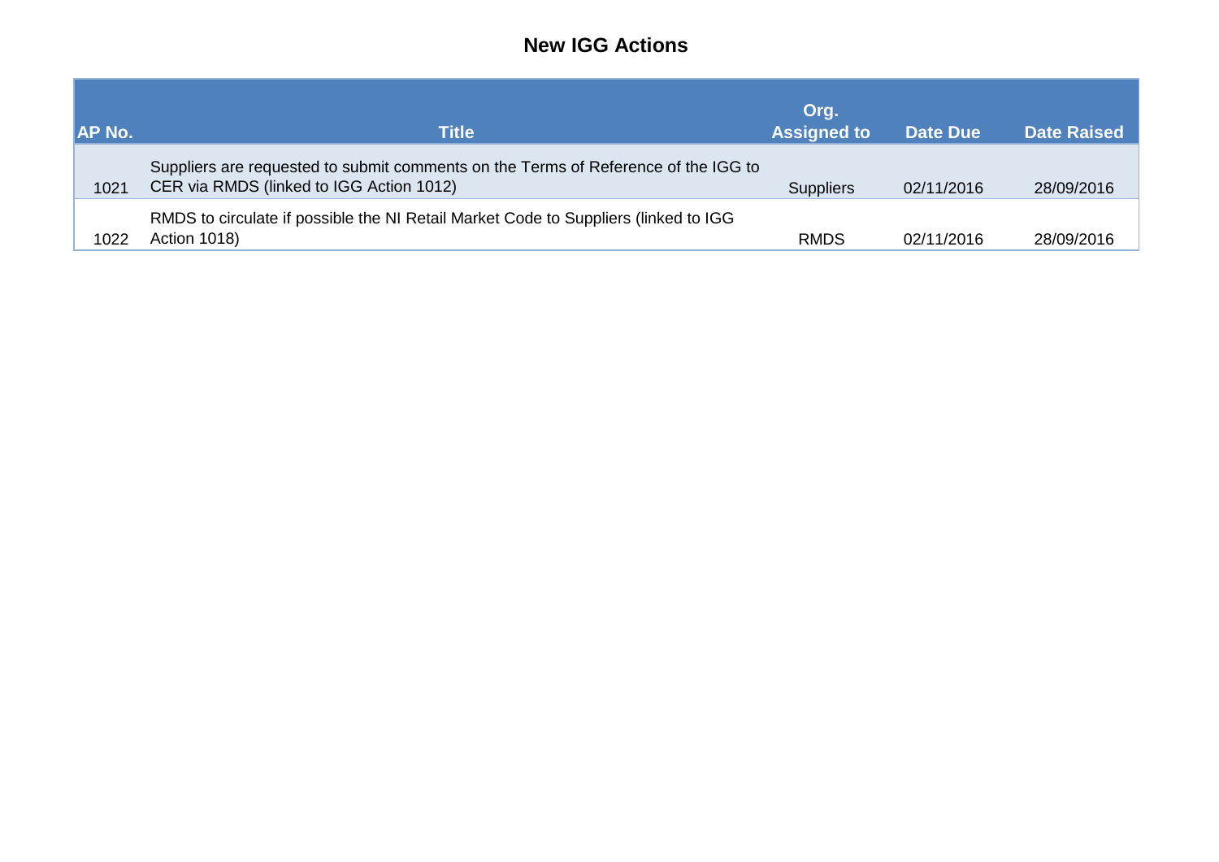## New IGG Actions

| AP No. | Title | Org. Assigned to | Date Due | Date Raised |
|---|---|---|---|---|
| 1021 | Suppliers are requested to submit comments on the Terms of Reference of the IGG to CER via RMDS (linked to IGG Action 1012) | Suppliers | 02/11/2016 | 28/09/2016 |
| 1022 | RMDS to circulate if possible the NI Retail Market Code to Suppliers (linked to IGG Action 1018) | RMDS | 02/11/2016 | 28/09/2016 |